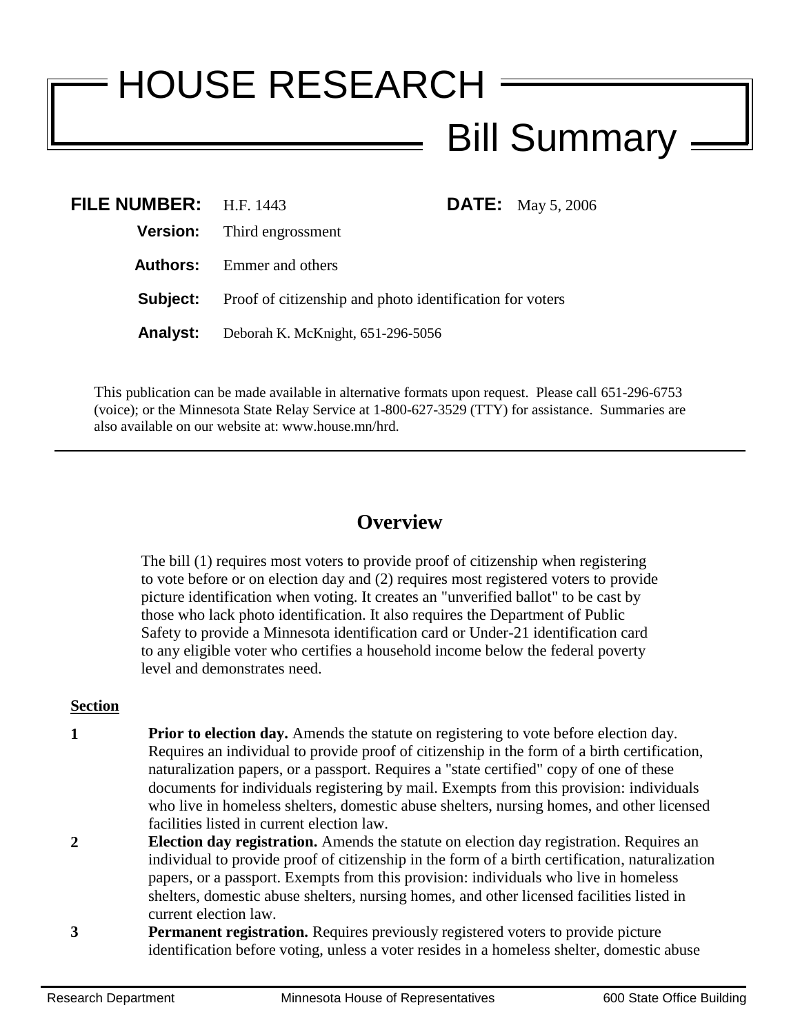# HOUSE RESEARCH
## Bill Summary

**FILE NUMBER:** H.F. 1443 **DATE:** May 5, 2006

**Version:** Third engrossment

**Authors:** Emmer and others

**Subject:** Proof of citizenship and photo identification for voters

**Analyst:** Deborah K. McKnight, 651-296-5056

This publication can be made available in alternative formats upon request. Please call 651-296-6753 (voice); or the Minnesota State Relay Service at 1-800-627-3529 (TTY) for assistance. Summaries are also available on our website at: www.house.mn/hrd.

---

## Overview

The bill (1) requires most voters to provide proof of citizenship when registering to vote before or on election day and (2) requires most registered voters to provide picture identification when voting. It creates an "unverified ballot" to be cast by those who lack photo identification. It also requires the Department of Public Safety to provide a Minnesota identification card or Under-21 identification card to any eligible voter who certifies a household income below the federal poverty level and demonstrates need.

**Section**

**1** **Prior to election day.** Amends the statute on registering to vote before election day. Requires an individual to provide proof of citizenship in the form of a birth certification, naturalization papers, or a passport. Requires a "state certified" copy of one of these documents for individuals registering by mail. Exempts from this provision: individuals who live in homeless shelters, domestic abuse shelters, nursing homes, and other licensed facilities listed in current election law.

**2** **Election day registration.** Amends the statute on election day registration. Requires an individual to provide proof of citizenship in the form of a birth certification, naturalization papers, or a passport. Exempts from this provision: individuals who live in homeless shelters, domestic abuse shelters, nursing homes, and other licensed facilities listed in current election law.

**3** **Permanent registration.** Requires previously registered voters to provide picture identification before voting, unless a voter resides in a homeless shelter, domestic abuse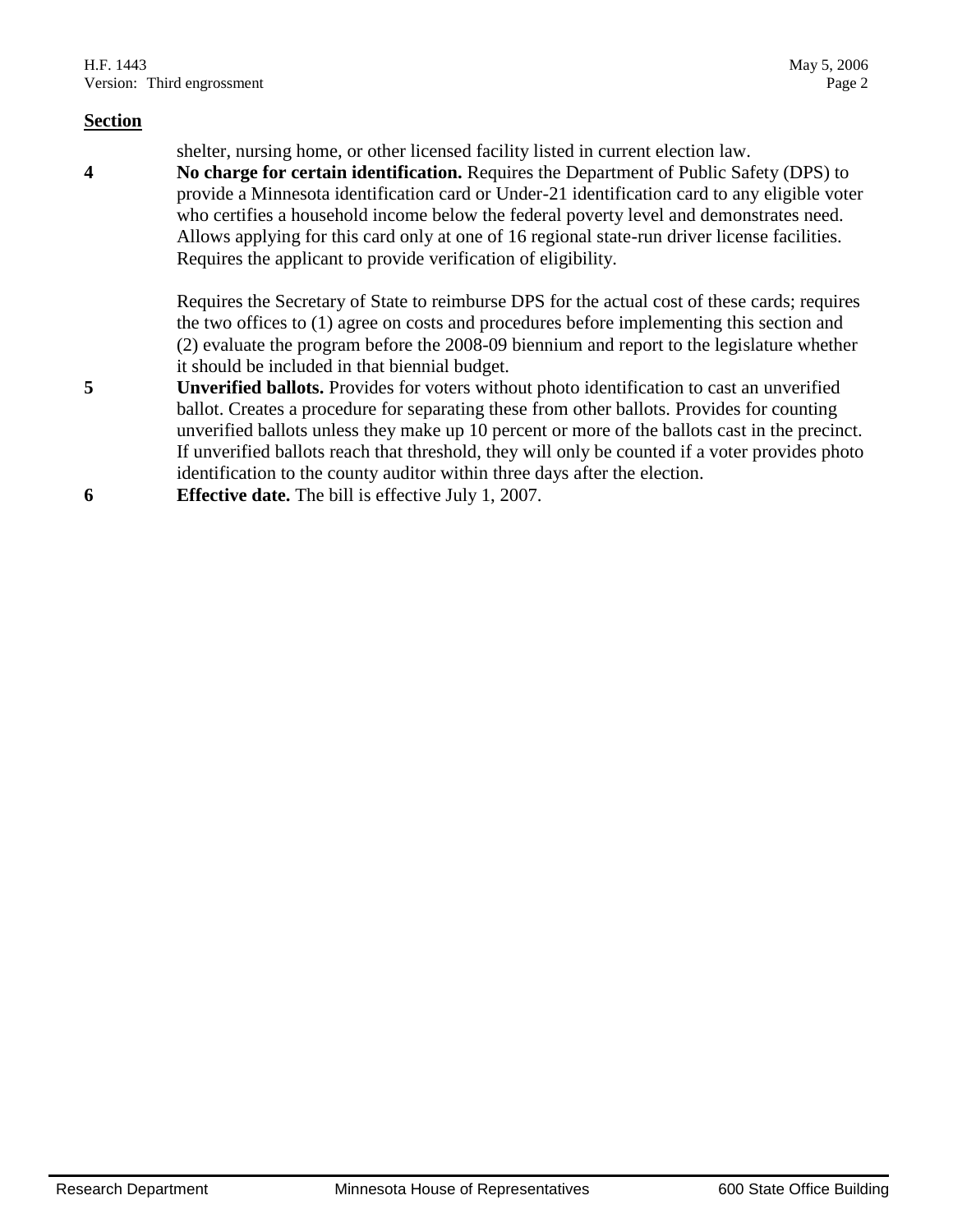**Section**

shelter, nursing home, or other licensed facility listed in current election law.

**4** **No charge for certain identification.** Requires the Department of Public Safety (DPS) to provide a Minnesota identification card or Under-21 identification card to any eligible voter who certifies a household income below the federal poverty level and demonstrates need. Allows applying for this card only at one of 16 regional state-run driver license facilities. Requires the applicant to provide verification of eligibility.

Requires the Secretary of State to reimburse DPS for the actual cost of these cards; requires the two offices to (1) agree on costs and procedures before implementing this section and (2) evaluate the program before the 2008-09 biennium and report to the legislature whether it should be included in that biennial budget.

**5** **Unverified ballots.** Provides for voters without photo identification to cast an unverified ballot. Creates a procedure for separating these from other ballots. Provides for counting unverified ballots unless they make up 10 percent or more of the ballots cast in the precinct. If unverified ballots reach that threshold, they will only be counted if a voter provides photo identification to the county auditor within three days after the election.

**6** **Effective date.** The bill is effective July 1, 2007.